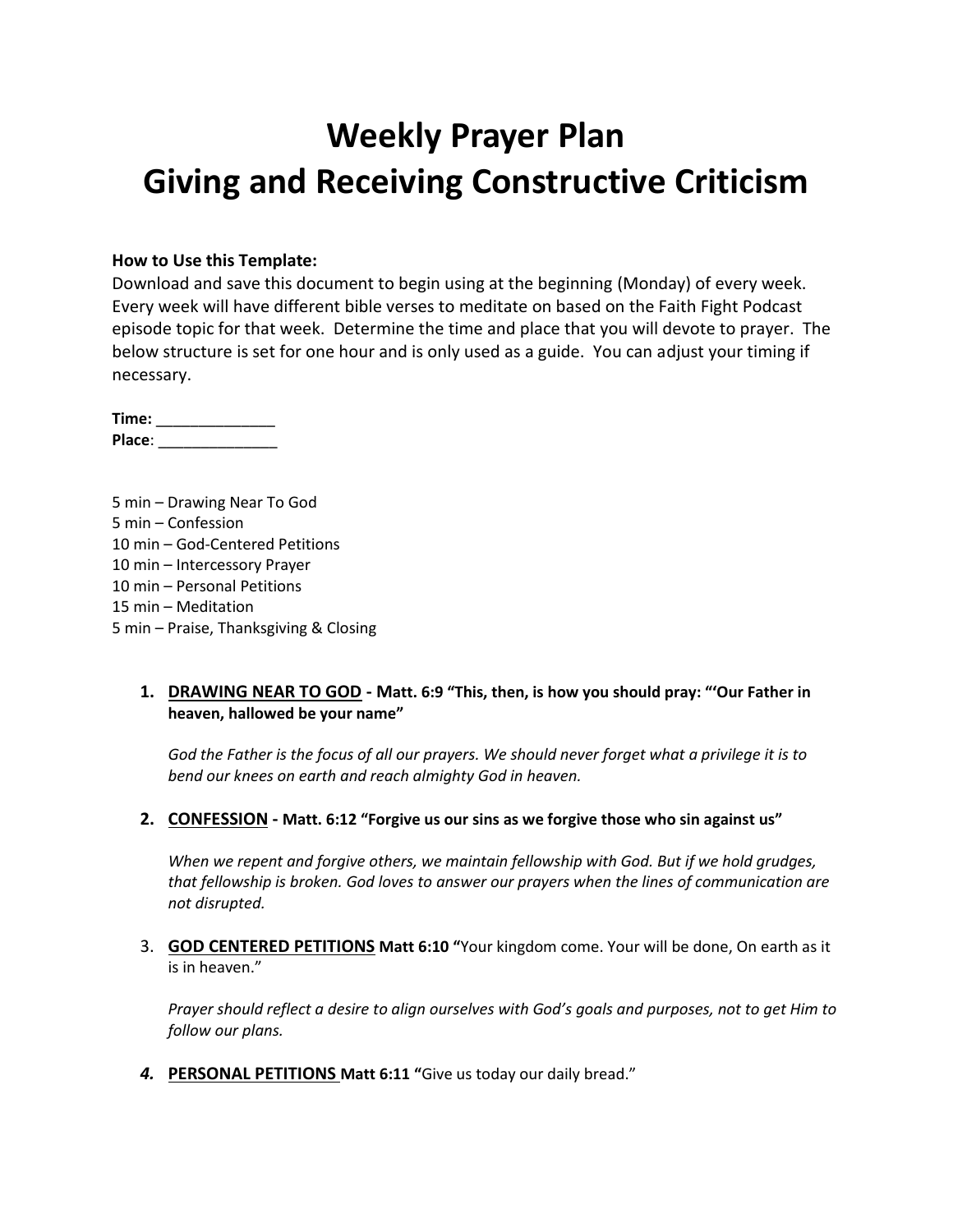# Weekly Prayer Plan
# Giving and Receiving Constructive Criticism

**How to Use this Template:**
Download and save this document to begin using at the beginning (Monday) of every week. Every week will have different bible verses to meditate on based on the Faith Fight Podcast episode topic for that week. Determine the time and place that you will devote to prayer. The below structure is set for one hour and is only used as a guide. You can adjust your timing if necessary.

**Time:** ______________
**Place**: ______________

5 min – Drawing Near To God
5 min – Confession
10 min – God-Centered Petitions
10 min – Intercessory Prayer
10 min – Personal Petitions
15 min – Meditation
5 min – Praise, Thanksgiving & Closing

1. **DRAWING NEAR TO GOD - Matt. 6:9 "This, then, is how you should pray: "'Our Father in heaven, hallowed be your name"**

   *God the Father is the focus of all our prayers. We should never forget what a privilege it is to bend our knees on earth and reach almighty God in heaven.*

2. **CONFESSION - Matt. 6:12 "Forgive us our sins as we forgive those who sin against us"**

   *When we repent and forgive others, we maintain fellowship with God. But if we hold grudges, that fellowship is broken. God loves to answer our prayers when the lines of communication are not disrupted.*

3. **GOD CENTERED PETITIONS Matt 6:10 "**Your kingdom come. Your will be done, On earth as it is in heaven."

   *Prayer should reflect a desire to align ourselves with God's goals and purposes, not to get Him to follow our plans.*

4. **PERSONAL PETITIONS Matt 6:11 "**Give us today our daily bread."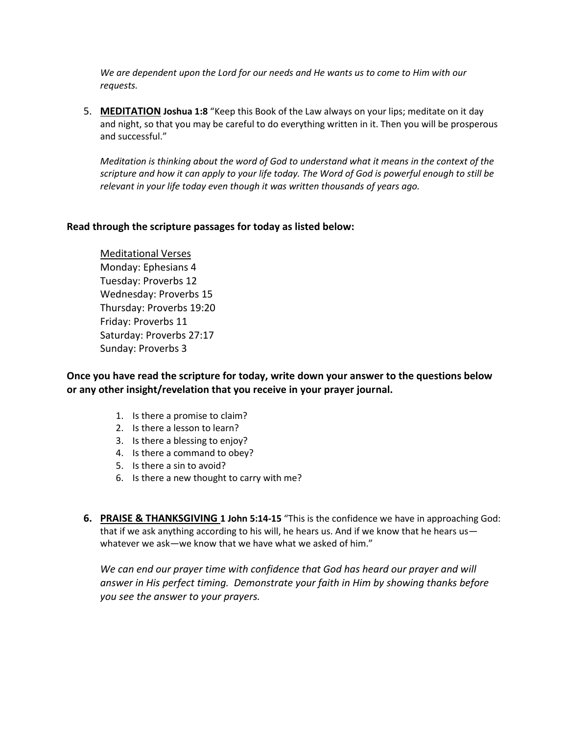*We are dependent upon the Lord for our needs and He wants us to come to Him with our requests.*

5. **MEDITATION** **Joshua 1:8** "Keep this Book of the Law always on your lips; meditate on it day and night, so that you may be careful to do everything written in it. Then you will be prosperous and successful."

   *Meditation is thinking about the word of God to understand what it means in the context of the scripture and how it can apply to your life today. The Word of God is powerful enough to still be relevant in your life today even though it was written thousands of years ago.*

**Read through the scripture passages for today as listed below:**

Meditational Verses
Monday: Ephesians 4
Tuesday: Proverbs 12
Wednesday: Proverbs 15
Thursday: Proverbs 19:20
Friday: Proverbs 11
Saturday: Proverbs 27:17
Sunday: Proverbs 3

**Once you have read the scripture for today, write down your answer to the questions below or any other insight/revelation that you receive in your prayer journal.**

1. Is there a promise to claim?
2. Is there a lesson to learn?
3. Is there a blessing to enjoy?
4. Is there a command to obey?
5. Is there a sin to avoid?
6. Is there a new thought to carry with me?

6. **PRAISE & THANKSGIVING** **1 John 5:14-15** "This is the confidence we have in approaching God: that if we ask anything according to his will, he hears us. And if we know that he hears us—whatever we ask—we know that we have what we asked of him."

   *We can end our prayer time with confidence that God has heard our prayer and will answer in His perfect timing. Demonstrate your faith in Him by showing thanks before you see the answer to your prayers.*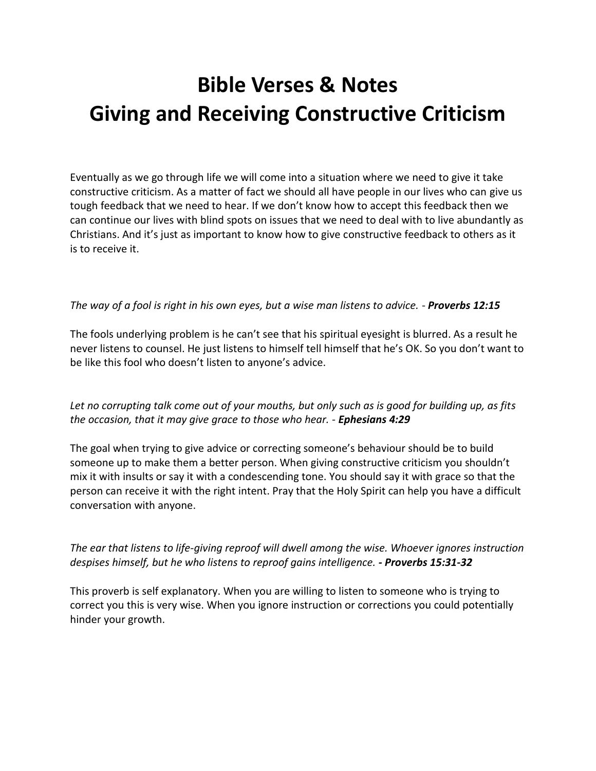# Bible Verses & Notes
# Giving and Receiving Constructive Criticism

Eventually as we go through life we will come into a situation where we need to give it take constructive criticism. As a matter of fact we should all have people in our lives who can give us tough feedback that we need to hear. If we don't know how to accept this feedback then we can continue our lives with blind spots on issues that we need to deal with to live abundantly as Christians. And it's just as important to know how to give constructive feedback to others as it is to receive it.

*The way of a fool is right in his own eyes, but a wise man listens to advice. -* ***Proverbs 12:15***

The fools underlying problem is he can't see that his spiritual eyesight is blurred. As a result he never listens to counsel. He just listens to himself tell himself that he's OK. So you don't want to be like this fool who doesn't listen to anyone's advice.

*Let no corrupting talk come out of your mouths, but only such as is good for building up, as fits the occasion, that it may give grace to those who hear. -* ***Ephesians 4:29***

The goal when trying to give advice or correcting someone's behaviour should be to build someone up to make them a better person. When giving constructive criticism you shouldn't mix it with insults or say it with a condescending tone. You should say it with grace so that the person can receive it with the right intent. Pray that the Holy Spirit can help you have a difficult conversation with anyone.

*The ear that listens to life-giving reproof will dwell among the wise. Whoever ignores instruction despises himself, but he who listens to reproof gains intelligence.* ***- Proverbs 15:31-32***

This proverb is self explanatory. When you are willing to listen to someone who is trying to correct you this is very wise. When you ignore instruction or corrections you could potentially hinder your growth.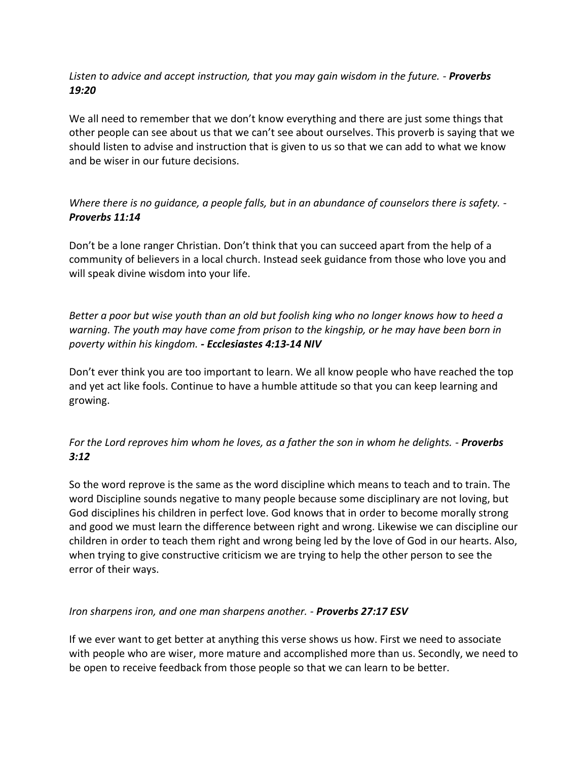*Listen to advice and accept instruction, that you may gain wisdom in the future. -* ***Proverbs 19:20***

We all need to remember that we don't know everything and there are just some things that other people can see about us that we can't see about ourselves. This proverb is saying that we should listen to advise and instruction that is given to us so that we can add to what we know and be wiser in our future decisions.

*Where there is no guidance, a people falls, but in an abundance of counselors there is safety. -* ***Proverbs 11:14***

Don't be a lone ranger Christian. Don't think that you can succeed apart from the help of a community of believers in a local church. Instead seek guidance from those who love you and will speak divine wisdom into your life.

*Better a poor but wise youth than an old but foolish king who no longer knows how to heed a warning. The youth may have come from prison to the kingship, or he may have been born in poverty within his kingdom.* ***- Ecclesiastes 4:13-14 NIV***

Don't ever think you are too important to learn. We all know people who have reached the top and yet act like fools. Continue to have a humble attitude so that you can keep learning and growing.

*For the Lord reproves him whom he loves, as a father the son in whom he delights. -* ***Proverbs 3:12***

So the word reprove is the same as the word discipline which means to teach and to train. The word Discipline sounds negative to many people because some disciplinary are not loving, but God disciplines his children in perfect love. God knows that in order to become morally strong and good we must learn the difference between right and wrong. Likewise we can discipline our children in order to teach them right and wrong being led by the love of God in our hearts. Also, when trying to give constructive criticism we are trying to help the other person to see the error of their ways.

*Iron sharpens iron, and one man sharpens another. -* ***Proverbs 27:17 ESV***

If we ever want to get better at anything this verse shows us how. First we need to associate with people who are wiser, more mature and accomplished more than us. Secondly, we need to be open to receive feedback from those people so that we can learn to be better.